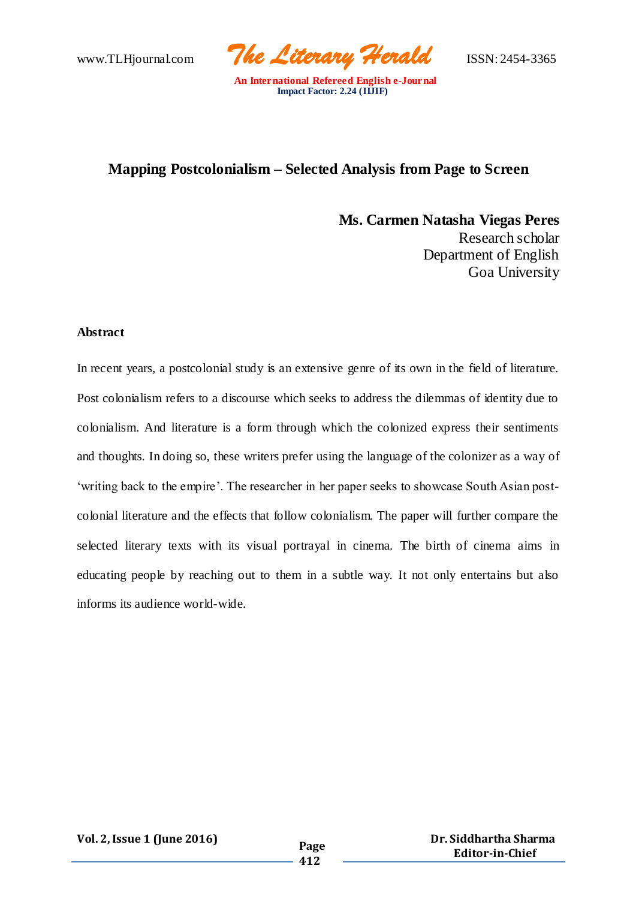# Mapping Postcolonialism – Selected Analysis from Page to Screen

**Ms. Carmen Natasha Viegas Peres**
Research scholar
Department of English
Goa University

## Abstract

In recent years, a postcolonial study is an extensive genre of its own in the field of literature. Post colonialism refers to a discourse which seeks to address the dilemmas of identity due to colonialism. And literature is a form through which the colonized express their sentiments and thoughts. In doing so, these writers prefer using the language of the colonizer as a way of 'writing back to the empire'. The researcher in her paper seeks to showcase South Asian post-colonial literature and the effects that follow colonialism. The paper will further compare the selected literary texts with its visual portrayal in cinema. The birth of cinema aims in educating people by reaching out to them in a subtle way. It not only entertains but also informs its audience world-wide.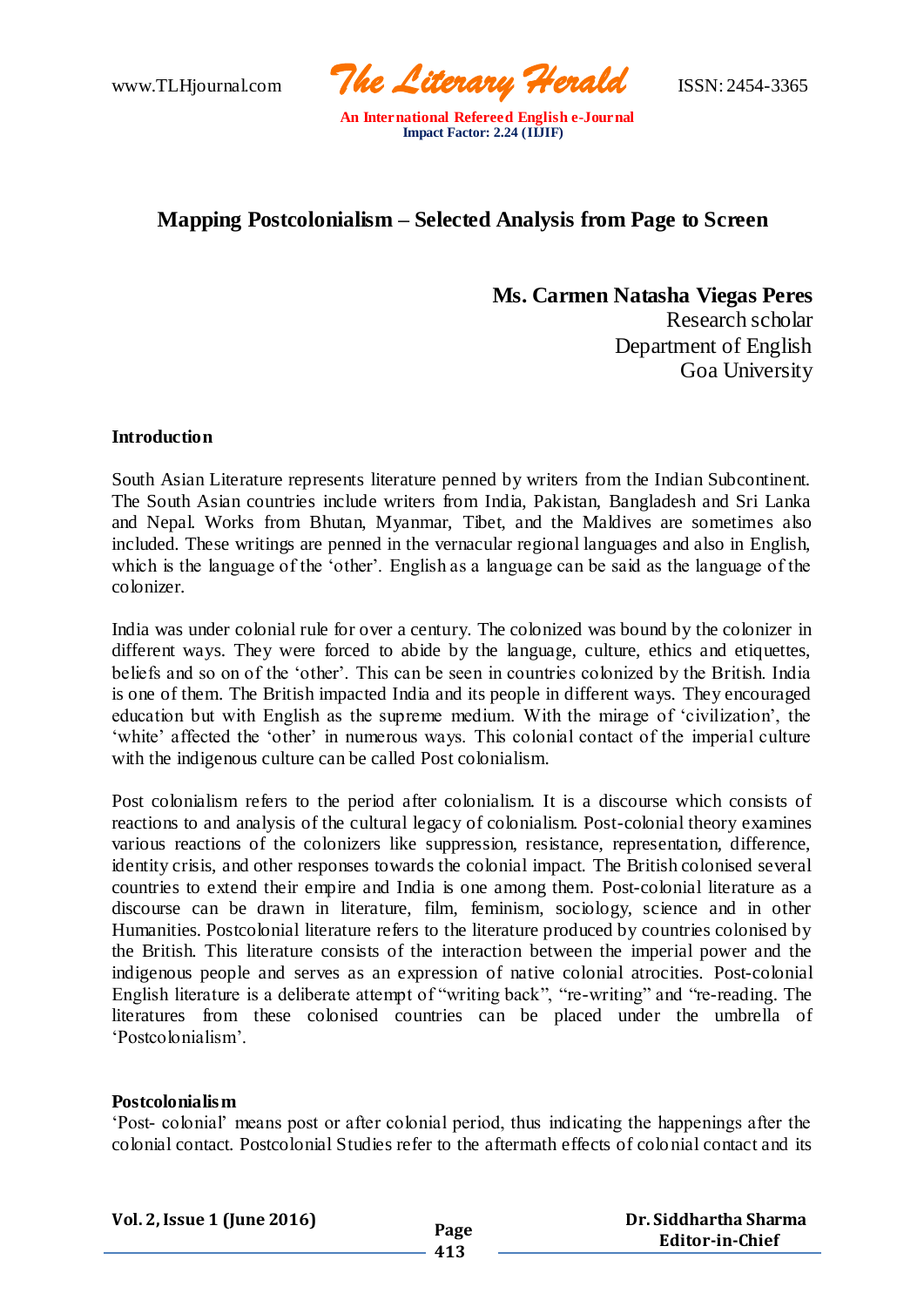# Mapping Postcolonialism – Selected Analysis from Page to Screen

**Ms. Carmen Natasha Viegas Peres**
Research scholar
Department of English
Goa University

## Introduction

South Asian Literature represents literature penned by writers from the Indian Subcontinent. The South Asian countries include writers from India, Pakistan, Bangladesh and Sri Lanka and Nepal. Works from Bhutan, Myanmar, Tibet, and the Maldives are sometimes also included. These writings are penned in the vernacular regional languages and also in English, which is the language of the 'other'. English as a language can be said as the language of the colonizer.

India was under colonial rule for over a century. The colonized was bound by the colonizer in different ways. They were forced to abide by the language, culture, ethics and etiquettes, beliefs and so on of the 'other'. This can be seen in countries colonized by the British. India is one of them. The British impacted India and its people in different ways. They encouraged education but with English as the supreme medium. With the mirage of 'civilization', the 'white' affected the 'other' in numerous ways. This colonial contact of the imperial culture with the indigenous culture can be called Post colonialism.

Post colonialism refers to the period after colonialism. It is a discourse which consists of reactions to and analysis of the cultural legacy of colonialism. Post-colonial theory examines various reactions of the colonizers like suppression, resistance, representation, difference, identity crisis, and other responses towards the colonial impact. The British colonised several countries to extend their empire and India is one among them. Post-colonial literature as a discourse can be drawn in literature, film, feminism, sociology, science and in other Humanities. Postcolonial literature refers to the literature produced by countries colonised by the British. This literature consists of the interaction between the imperial power and the indigenous people and serves as an expression of native colonial atrocities. Post-colonial English literature is a deliberate attempt of "writing back", "re-writing" and "re-reading. The literatures from these colonised countries can be placed under the umbrella of 'Postcolonialism'.

## Postcolonialism

'Post- colonial' means post or after colonial period, thus indicating the happenings after the colonial contact. Postcolonial Studies refer to the aftermath effects of colonial contact and its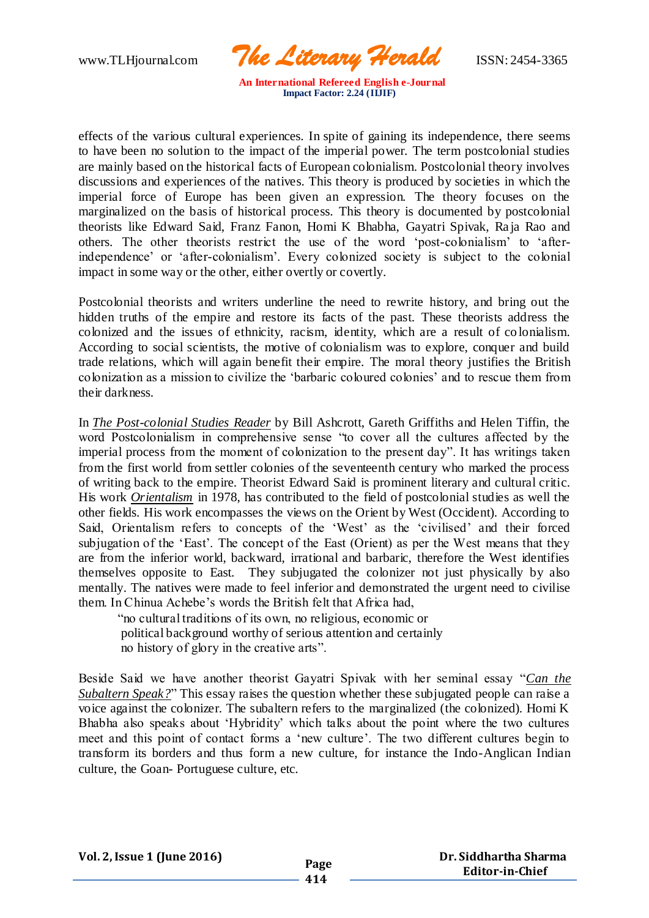effects of the various cultural experiences. In spite of gaining its independence, there seems to have been no solution to the impact of the imperial power. The term postcolonial studies are mainly based on the historical facts of European colonialism. Postcolonial theory involves discussions and experiences of the natives. This theory is produced by societies in which the imperial force of Europe has been given an expression. The theory focuses on the marginalized on the basis of historical process. This theory is documented by postcolonial theorists like Edward Said, Franz Fanon, Homi K Bhabha, Gayatri Spivak, Raja Rao and others. The other theorists restrict the use of the word 'post-colonialism' to 'after-independence' or 'after-colonialism'. Every colonized society is subject to the colonial impact in some way or the other, either overtly or covertly.

Postcolonial theorists and writers underline the need to rewrite history, and bring out the hidden truths of the empire and restore its facts of the past. These theorists address the colonized and the issues of ethnicity, racism, identity, which are a result of colonialism. According to social scientists, the motive of colonialism was to explore, conquer and build trade relations, which will again benefit their empire. The moral theory justifies the British colonization as a mission to civilize the 'barbaric coloured colonies' and to rescue them from their darkness.

In ***The Post-colonial Studies Reader*** by Bill Ashcrott, Gareth Griffiths and Helen Tiffin, the word Postcolonialism in comprehensive sense "to cover all the cultures affected by the imperial process from the moment of colonization to the present day". It has writings taken from the first world from settler colonies of the seventeenth century who marked the process of writing back to the empire. Theorist Edward Said is prominent literary and cultural critic. His work ***Orientalism*** in 1978, has contributed to the field of postcolonial studies as well the other fields. His work encompasses the views on the Orient by West (Occident). According to Said, Orientalism refers to concepts of the 'West' as the 'civilised' and their forced subjugation of the 'East'. The concept of the East (Orient) as per the West means that they are from the inferior world, backward, irrational and barbaric, therefore the West identifies themselves opposite to East. They subjugated the colonizer not just physically by also mentally. The natives were made to feel inferior and demonstrated the urgent need to civilise them. In Chinua Achebe's words the British felt that Africa had,

> "no cultural traditions of its own, no religious, economic or
> political background worthy of serious attention and certainly
> no history of glory in the creative arts".

Beside Said we have another theorist Gayatri Spivak with her seminal essay "*Can the Subaltern Speak?*" This essay raises the question whether these subjugated people can raise a voice against the colonizer. The subaltern refers to the marginalized (the colonized). Homi K Bhabha also speaks about 'Hybridity' which talks about the point where the two cultures meet and this point of contact forms a 'new culture'. The two different cultures begin to transform its borders and thus form a new culture, for instance the Indo-Anglican Indian culture, the Goan- Portuguese culture, etc.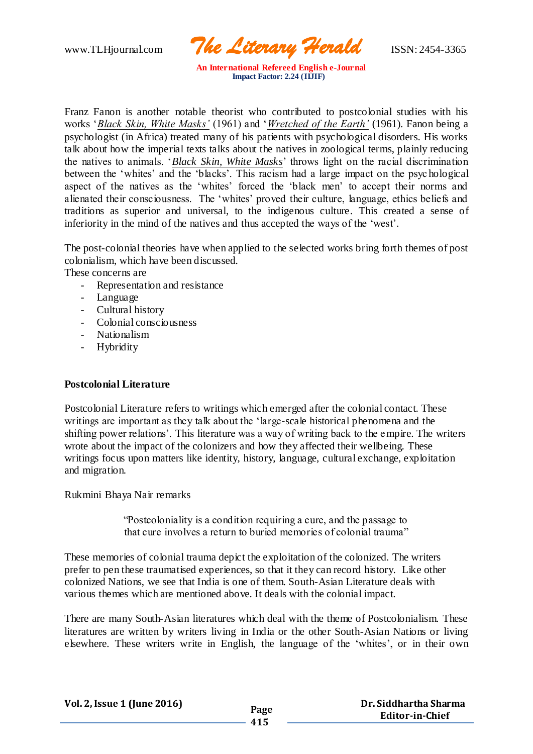Franz Fanon is another notable theorist who contributed to postcolonial studies with his works '*Black Skin, White Masks'* (1961) and '*Wretched of the Earth'* (1961). Fanon being a psychologist (in Africa) treated many of his patients with psychological disorders. His works talk about how the imperial texts talks about the natives in zoological terms, plainly reducing the natives to animals. '*Black Skin, White Masks*' throws light on the racial discrimination between the 'whites' and the 'blacks'. This racism had a large impact on the psychological aspect of the natives as the 'whites' forced the 'black men' to accept their norms and alienated their consciousness. The 'whites' proved their culture, language, ethics beliefs and traditions as superior and universal, to the indigenous culture. This created a sense of inferiority in the mind of the natives and thus accepted the ways of the 'west'.

The post-colonial theories have when applied to the selected works bring forth themes of post colonialism, which have been discussed.
These concerns are

- Representation and resistance
- Language
- Cultural history
- Colonial consciousness
- Nationalism
- Hybridity

**Postcolonial Literature**

Postcolonial Literature refers to writings which emerged after the colonial contact. These writings are important as they talk about the 'large-scale historical phenomena and the shifting power relations'. This literature was a way of writing back to the empire. The writers wrote about the impact of the colonizers and how they affected their wellbeing. These writings focus upon matters like identity, history, language, cultural exchange, exploitation and migration.

Rukmini Bhaya Nair remarks

> "Postcoloniality is a condition requiring a cure, and the passage to that cure involves a return to buried memories of colonial trauma"

These memories of colonial trauma depict the exploitation of the colonized. The writers prefer to pen these traumatised experiences, so that it they can record history. Like other colonized Nations, we see that India is one of them. South-Asian Literature deals with various themes which are mentioned above. It deals with the colonial impact.

There are many South-Asian literatures which deal with the theme of Postcolonialism. These literatures are written by writers living in India or the other South-Asian Nations or living elsewhere. These writers write in English, the language of the 'whites', or in their own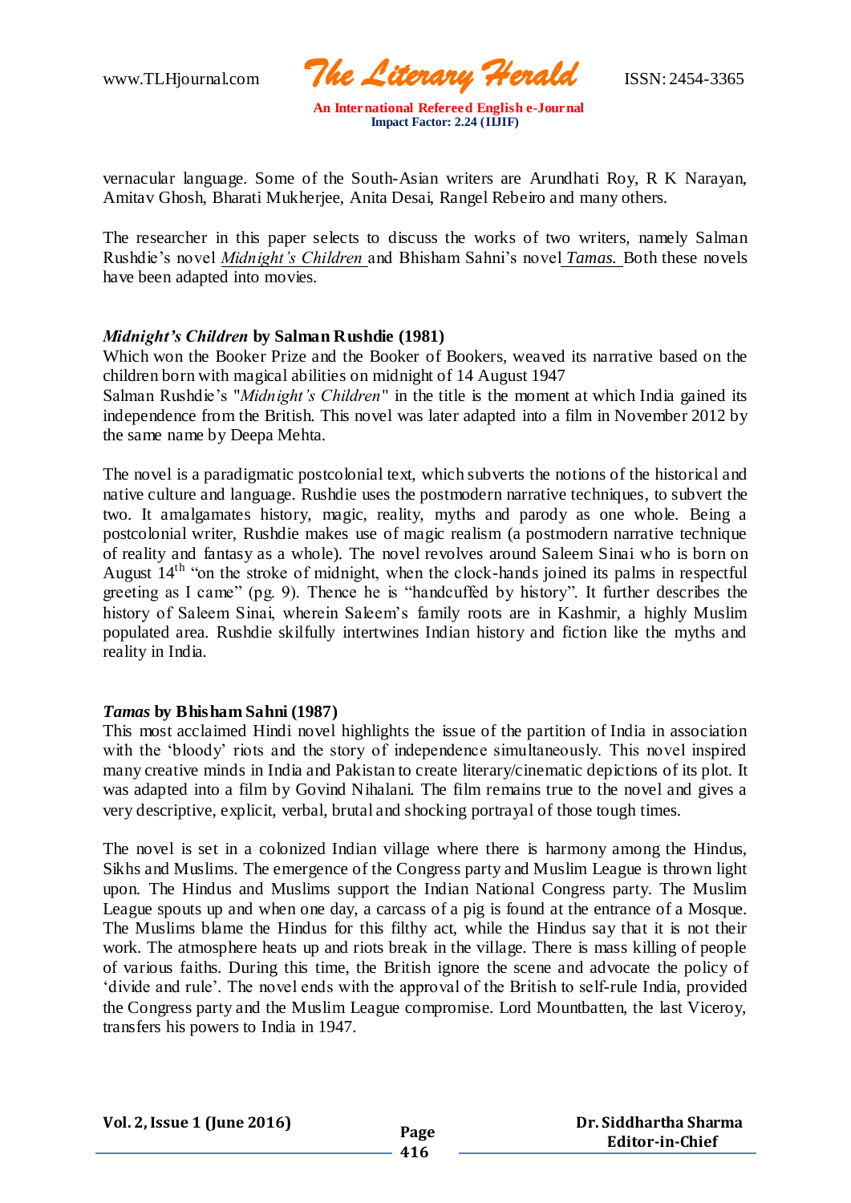vernacular language. Some of the South-Asian writers are Arundhati Roy, R K Narayan, Amitav Ghosh, Bharati Mukherjee, Anita Desai, Rangel Rebeiro and many others.

The researcher in this paper selects to discuss the works of two writers, namely Salman Rushdie's novel *Midnight's Children* and Bhisham Sahni's novel *Tamas.* Both these novels have been adapted into movies.

### *Midnight's Children* by Salman Rushdie (1981)

Which won the Booker Prize and the Booker of Bookers, weaved its narrative based on the children born with magical abilities on midnight of 14 August 1947

Salman Rushdie's "*Midnight's Children*" in the title is the moment at which India gained its independence from the British. This novel was later adapted into a film in November 2012 by the same name by Deepa Mehta.

The novel is a paradigmatic postcolonial text, which subverts the notions of the historical and native culture and language. Rushdie uses the postmodern narrative techniques, to subvert the two. It amalgamates history, magic, reality, myths and parody as one whole. Being a postcolonial writer, Rushdie makes use of magic realism (a postmodern narrative technique of reality and fantasy as a whole). The novel revolves around Saleem Sinai who is born on August 14$^{th}$ "on the stroke of midnight, when the clock-hands joined its palms in respectful greeting as I came" (pg. 9). Thence he is "handcuffed by history". It further describes the history of Saleem Sinai, wherein Saleem's family roots are in Kashmir, a highly Muslim populated area. Rushdie skilfully intertwines Indian history and fiction like the myths and reality in India.

### *Tamas* by Bhisham Sahni (1987)

This most acclaimed Hindi novel highlights the issue of the partition of India in association with the 'bloody' riots and the story of independence simultaneously. This novel inspired many creative minds in India and Pakistan to create literary/cinematic depictions of its plot. It was adapted into a film by Govind Nihalani. The film remains true to the novel and gives a very descriptive, explicit, verbal, brutal and shocking portrayal of those tough times.

The novel is set in a colonized Indian village where there is harmony among the Hindus, Sikhs and Muslims. The emergence of the Congress party and Muslim League is thrown light upon. The Hindus and Muslims support the Indian National Congress party. The Muslim League spouts up and when one day, a carcass of a pig is found at the entrance of a Mosque. The Muslims blame the Hindus for this filthy act, while the Hindus say that it is not their work. The atmosphere heats up and riots break in the village. There is mass killing of people of various faiths. During this time, the British ignore the scene and advocate the policy of 'divide and rule'. The novel ends with the approval of the British to self-rule India, provided the Congress party and the Muslim League compromise. Lord Mountbatten, the last Viceroy, transfers his powers to India in 1947.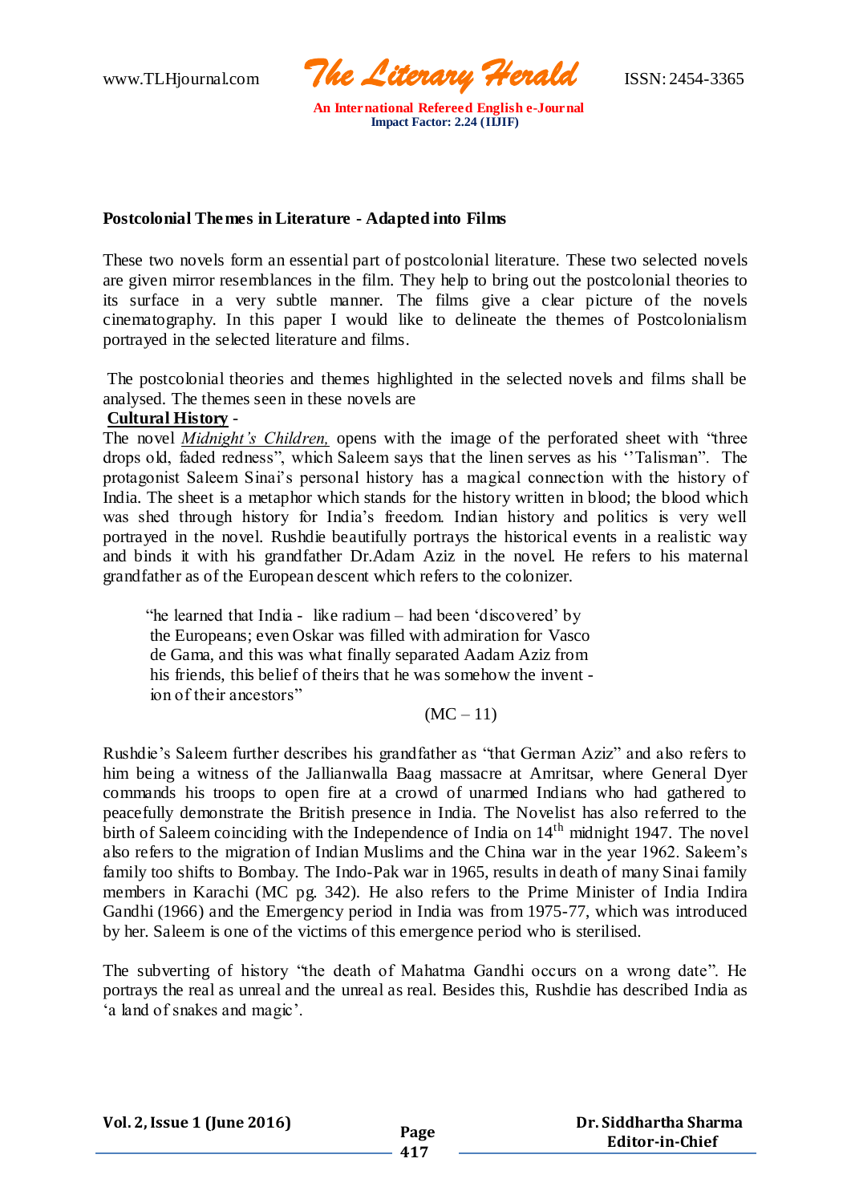**Postcolonial Themes in Literature - Adapted into Films**

These two novels form an essential part of postcolonial literature. These two selected novels are given mirror resemblances in the film. They help to bring out the postcolonial theories to its surface in a very subtle manner. The films give a clear picture of the novels cinematography. In this paper I would like to delineate the themes of Postcolonialism portrayed in the selected literature and films.

The postcolonial theories and themes highlighted in the selected novels and films shall be analysed. The themes seen in these novels are

**Cultural History** -

The novel *Midnight's Children,* opens with the image of the perforated sheet with "three drops old, faded redness", which Saleem says that the linen serves as his ''Talisman". The protagonist Saleem Sinai's personal history has a magical connection with the history of India. The sheet is a metaphor which stands for the history written in blood; the blood which was shed through history for India's freedom. Indian history and politics is very well portrayed in the novel. Rushdie beautifully portrays the historical events in a realistic way and binds it with his grandfather Dr.Adam Aziz in the novel. He refers to his maternal grandfather as of the European descent which refers to the colonizer.

> "he learned that India - like radium – had been 'discovered' by the Europeans; even Oskar was filled with admiration for Vasco de Gama, and this was what finally separated Aadam Aziz from his friends, this belief of theirs that he was somehow the invent - ion of their ancestors"
>
> (MC – 11)

Rushdie's Saleem further describes his grandfather as "that German Aziz" and also refers to him being a witness of the Jallianwalla Baag massacre at Amritsar, where General Dyer commands his troops to open fire at a crowd of unarmed Indians who had gathered to peacefully demonstrate the British presence in India. The Novelist has also referred to the birth of Saleem coinciding with the Independence of India on 14th midnight 1947. The novel also refers to the migration of Indian Muslims and the China war in the year 1962. Saleem's family too shifts to Bombay. The Indo-Pak war in 1965, results in death of many Sinai family members in Karachi (MC pg. 342). He also refers to the Prime Minister of India Indira Gandhi (1966) and the Emergency period in India was from 1975-77, which was introduced by her. Saleem is one of the victims of this emergence period who is sterilised.

The subverting of history "the death of Mahatma Gandhi occurs on a wrong date". He portrays the real as unreal and the unreal as real. Besides this, Rushdie has described India as 'a land of snakes and magic'.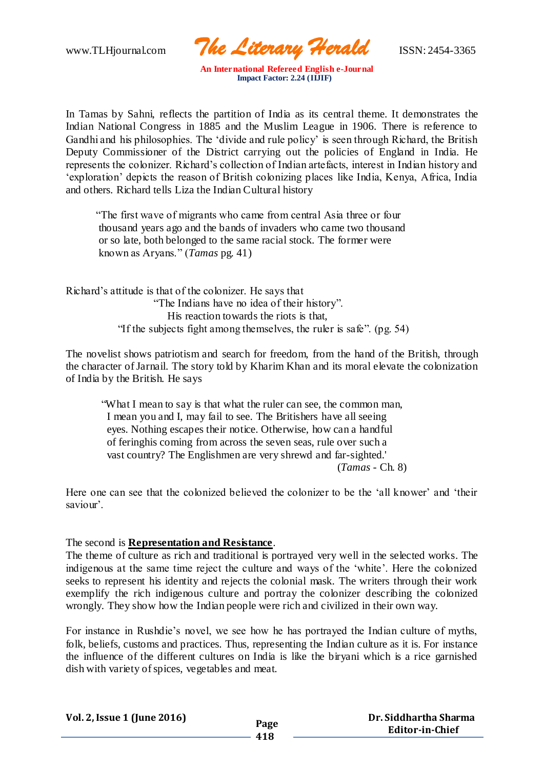In Tamas by Sahni, reflects the partition of India as its central theme. It demonstrates the Indian National Congress in 1885 and the Muslim League in 1906. There is reference to Gandhi and his philosophies. The 'divide and rule policy' is seen through Richard, the British Deputy Commissioner of the District carrying out the policies of England in India. He represents the colonizer. Richard's collection of Indian artefacts, interest in Indian history and 'exploration' depicts the reason of British colonizing places like India, Kenya, Africa, India and others. Richard tells Liza the Indian Cultural history

> "The first wave of migrants who came from central Asia three or four thousand years ago and the bands of invaders who came two thousand or so late, both belonged to the same racial stock. The former were known as Aryans." (*Tamas* pg. 41)

Richard's attitude is that of the colonizer. He says that

"The Indians have no idea of their history".

His reaction towards the riots is that,

"If the subjects fight among themselves, the ruler is safe". (pg. 54)

The novelist shows patriotism and search for freedom, from the hand of the British, through the character of Jarnail. The story told by Kharim Khan and its moral elevate the colonization of India by the British. He says

> "What I mean to say is that what the ruler can see, the common man, I mean you and I, may fail to see. The Britishers have all seeing eyes. Nothing escapes their notice. Otherwise, how can a handful of feringhis coming from across the seven seas, rule over such a vast country? The Englishmen are very shrewd and far-sighted.' (*Tamas* - Ch. 8)

Here one can see that the colonized believed the colonizer to be the 'all knower' and 'their saviour'.

The second is **Representation and Resistance**.

The theme of culture as rich and traditional is portrayed very well in the selected works. The indigenous at the same time reject the culture and ways of the 'white'. Here the colonized seeks to represent his identity and rejects the colonial mask. The writers through their work exemplify the rich indigenous culture and portray the colonizer describing the colonized wrongly. They show how the Indian people were rich and civilized in their own way.

For instance in Rushdie's novel, we see how he has portrayed the Indian culture of myths, folk, beliefs, customs and practices. Thus, representing the Indian culture as it is. For instance the influence of the different cultures on India is like the biryani which is a rice garnished dish with variety of spices, vegetables and meat.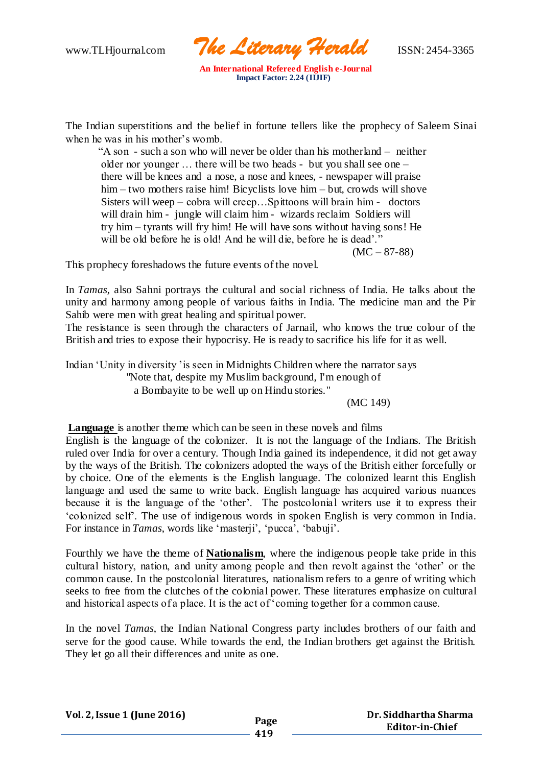The Indian superstitions and the belief in fortune tellers like the prophecy of Saleem Sinai when he was in his mother's womb.

> "A son - such a son who will never be older than his motherland – neither older nor younger … there will be two heads - but you shall see one – there will be knees and a nose, a nose and knees, - newspaper will praise him – two mothers raise him! Bicyclists love him – but, crowds will shove Sisters will weep – cobra will creep…Spittoons will brain him - doctors will drain him - jungle will claim him - wizards reclaim Soldiers will try him – tyrants will fry him! He will have sons without having sons! He will be old before he is old! And he will die, before he is dead'."
>
> (MC – 87-88)

This prophecy foreshadows the future events of the novel.

In *Tamas*, also Sahni portrays the cultural and social richness of India. He talks about the unity and harmony among people of various faiths in India. The medicine man and the Pir Sahib were men with great healing and spiritual power.

The resistance is seen through the characters of Jarnail, who knows the true colour of the British and tries to expose their hypocrisy. He is ready to sacrifice his life for it as well.

Indian 'Unity in diversity 'is seen in Midnights Children where the narrator says

> "Note that, despite my Muslim background, I'm enough of a Bombayite to be well up on Hindu stories."
>
> (MC 149)

**Language** is another theme which can be seen in these novels and films

English is the language of the colonizer. It is not the language of the Indians. The British ruled over India for over a century. Though India gained its independence, it did not get away by the ways of the British. The colonizers adopted the ways of the British either forcefully or by choice. One of the elements is the English language. The colonized learnt this English language and used the same to write back. English language has acquired various nuances because it is the language of the 'other'. The postcolonial writers use it to express their 'colonized self'. The use of indigenous words in spoken English is very common in India. For instance in *Tamas*, words like 'masterji', 'pucca', 'babuji'.

Fourthly we have the theme of **Nationalism**, where the indigenous people take pride in this cultural history, nation, and unity among people and then revolt against the 'other' or the common cause. In the postcolonial literatures, nationalism refers to a genre of writing which seeks to free from the clutches of the colonial power. These literatures emphasize on cultural and historical aspects of a place. It is the act of 'coming together for a common cause.

In the novel *Tamas*, the Indian National Congress party includes brothers of our faith and serve for the good cause. While towards the end, the Indian brothers get against the British. They let go all their differences and unite as one.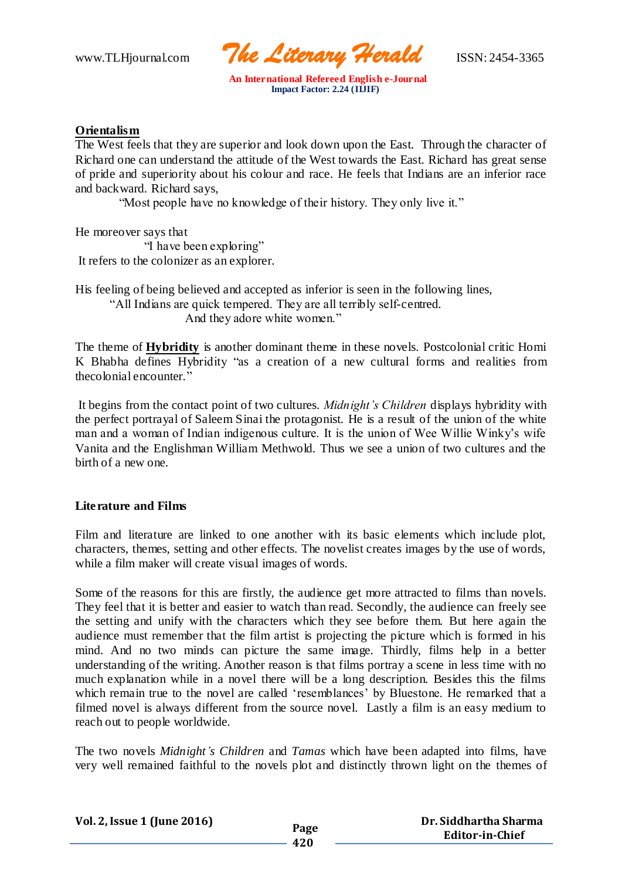**Orientalism**

The West feels that they are superior and look down upon the East. Through the character of Richard one can understand the attitude of the West towards the East. Richard has great sense of pride and superiority about his colour and race. He feels that Indians are an inferior race and backward. Richard says,

"Most people have no knowledge of their history. They only live it."

He moreover says that

"I have been exploring"

It refers to the colonizer as an explorer.

His feeling of being believed and accepted as inferior is seen in the following lines,

"All Indians are quick tempered. They are all terribly self-centred.
And they adore white women."

The theme of **Hybridity** is another dominant theme in these novels. Postcolonial critic Homi K Bhabha defines Hybridity "as a creation of a new cultural forms and realities from thecolonial encounter."

It begins from the contact point of two cultures. *Midnight's Children* displays hybridity with the perfect portrayal of Saleem Sinai the protagonist. He is a result of the union of the white man and a woman of Indian indigenous culture. It is the union of Wee Willie Winky's wife Vanita and the Englishman William Methwold. Thus we see a union of two cultures and the birth of a new one.

**Literature and Films**

Film and literature are linked to one another with its basic elements which include plot, characters, themes, setting and other effects. The novelist creates images by the use of words, while a film maker will create visual images of words.

Some of the reasons for this are firstly, the audience get more attracted to films than novels. They feel that it is better and easier to watch than read. Secondly, the audience can freely see the setting and unify with the characters which they see before them. But here again the audience must remember that the film artist is projecting the picture which is formed in his mind. And no two minds can picture the same image. Thirdly, films help in a better understanding of the writing. Another reason is that films portray a scene in less time with no much explanation while in a novel there will be a long description. Besides this the films which remain true to the novel are called 'resemblances' by Bluestone. He remarked that a filmed novel is always different from the source novel. Lastly a film is an easy medium to reach out to people worldwide.

The two novels *Midnight's Children* and *Tamas* which have been adapted into films, have very well remained faithful to the novels plot and distinctly thrown light on the themes of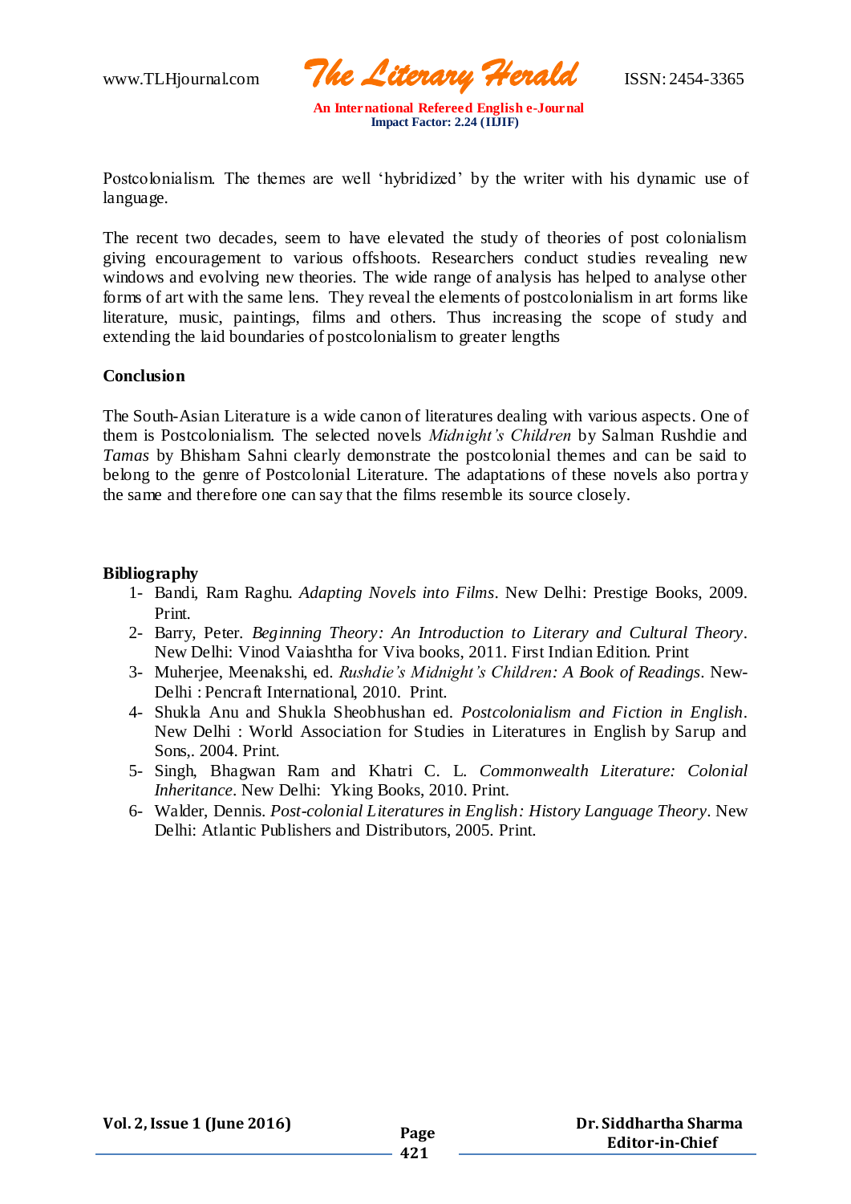Postcolonialism. The themes are well 'hybridized' by the writer with his dynamic use of language.

The recent two decades, seem to have elevated the study of theories of post colonialism giving encouragement to various offshoots. Researchers conduct studies revealing new windows and evolving new theories. The wide range of analysis has helped to analyse other forms of art with the same lens. They reveal the elements of postcolonialism in art forms like literature, music, paintings, films and others. Thus increasing the scope of study and extending the laid boundaries of postcolonialism to greater lengths

**Conclusion**

The South-Asian Literature is a wide canon of literatures dealing with various aspects. One of them is Postcolonialism. The selected novels *Midnight's Children* by Salman Rushdie and *Tamas* by Bhisham Sahni clearly demonstrate the postcolonial themes and can be said to belong to the genre of Postcolonial Literature. The adaptations of these novels also portray the same and therefore one can say that the films resemble its source closely.

**Bibliography**

1- Bandi, Ram Raghu. *Adapting Novels into Films*. New Delhi: Prestige Books, 2009. Print.
2- Barry, Peter. *Beginning Theory: An Introduction to Literary and Cultural Theory*. New Delhi: Vinod Vaiashtha for Viva books, 2011. First Indian Edition. Print
3- Muherjee, Meenakshi, ed. *Rushdie's Midnight's Children: A Book of Readings*. New-Delhi : Pencraft International, 2010. Print.
4- Shukla Anu and Shukla Sheobhushan ed. *Postcolonialism and Fiction in English*. New Delhi : World Association for Studies in Literatures in English by Sarup and Sons,. 2004. Print.
5- Singh, Bhagwan Ram and Khatri C. L. *Commonwealth Literature: Colonial Inheritance*. New Delhi: Yking Books, 2010. Print.
6- Walder, Dennis. *Post-colonial Literatures in English: History Language Theory*. New Delhi: Atlantic Publishers and Distributors, 2005. Print.